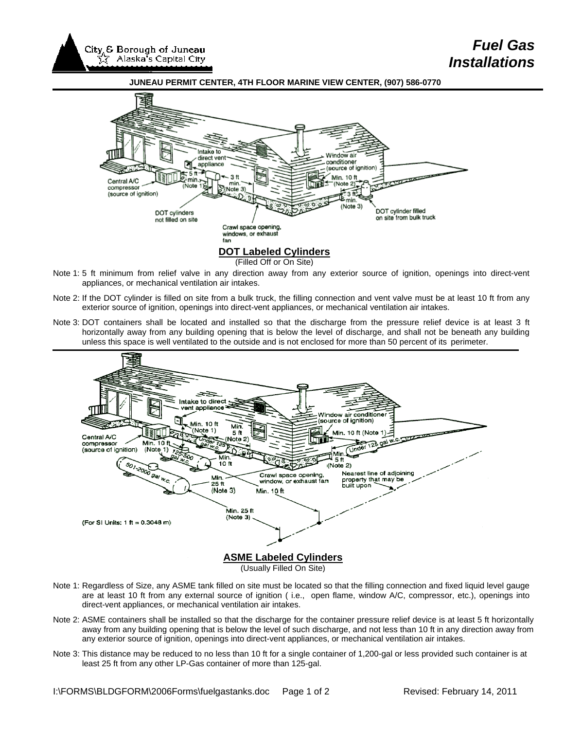# Fuel Gas Installations

City & Borough of Juneau — Alaska's Capital City

**JUNEAU PERMIT CENTER, 4TH FLOOR MARINE VIEW CENTER, (907) 586-0770**

## DOT Labeled Cylinders

(Filled Off or On Site)

Note 1: 5 ft minimum from relief valve in any direction away from any exterior source of ignition, openings into direct-vent appliances, or mechanical ventilation air intakes.

Note 2: If the DOT cylinder is filled on site from a bulk truck, the filling connection and vent valve must be at least 10 ft from any exterior source of ignition, openings into direct-vent appliances, or mechanical ventilation air intakes.

Note 3: DOT containers shall be located and installed so that the discharge from the pressure relief device is at least 3 ft horizontally away from any building opening that is below the level of discharge, and shall not be beneath any building unless this space is well ventilated to the outside and is not enclosed for more than 50 percent of its perimeter.

## ASME Labeled Cylinders

(Usually Filled On Site)

Note 1: Regardless of Size, any ASME tank filled on site must be located so that the filling connection and fixed liquid level gauge are at least 10 ft from any external source of ignition ( i.e., open flame, window A/C, compressor, etc.), openings into direct-vent appliances, or mechanical ventilation air intakes.

Note 2: ASME containers shall be installed so that the discharge for the container pressure relief device is at least 5 ft horizontally away from any building opening that is below the level of such discharge, and not less than 10 ft in any direction away from any exterior source of ignition, openings into direct-vent appliances, or mechanical ventilation air intakes.

Note 3: This distance may be reduced to no less than 10 ft for a single container of 1,200-gal or less provided such container is at least 25 ft from any other LP-Gas container of more than 125-gal.

I:\FORMS\BLDGFORM\2006Forms\fuelgastanks.doc Revised: February 14, 2011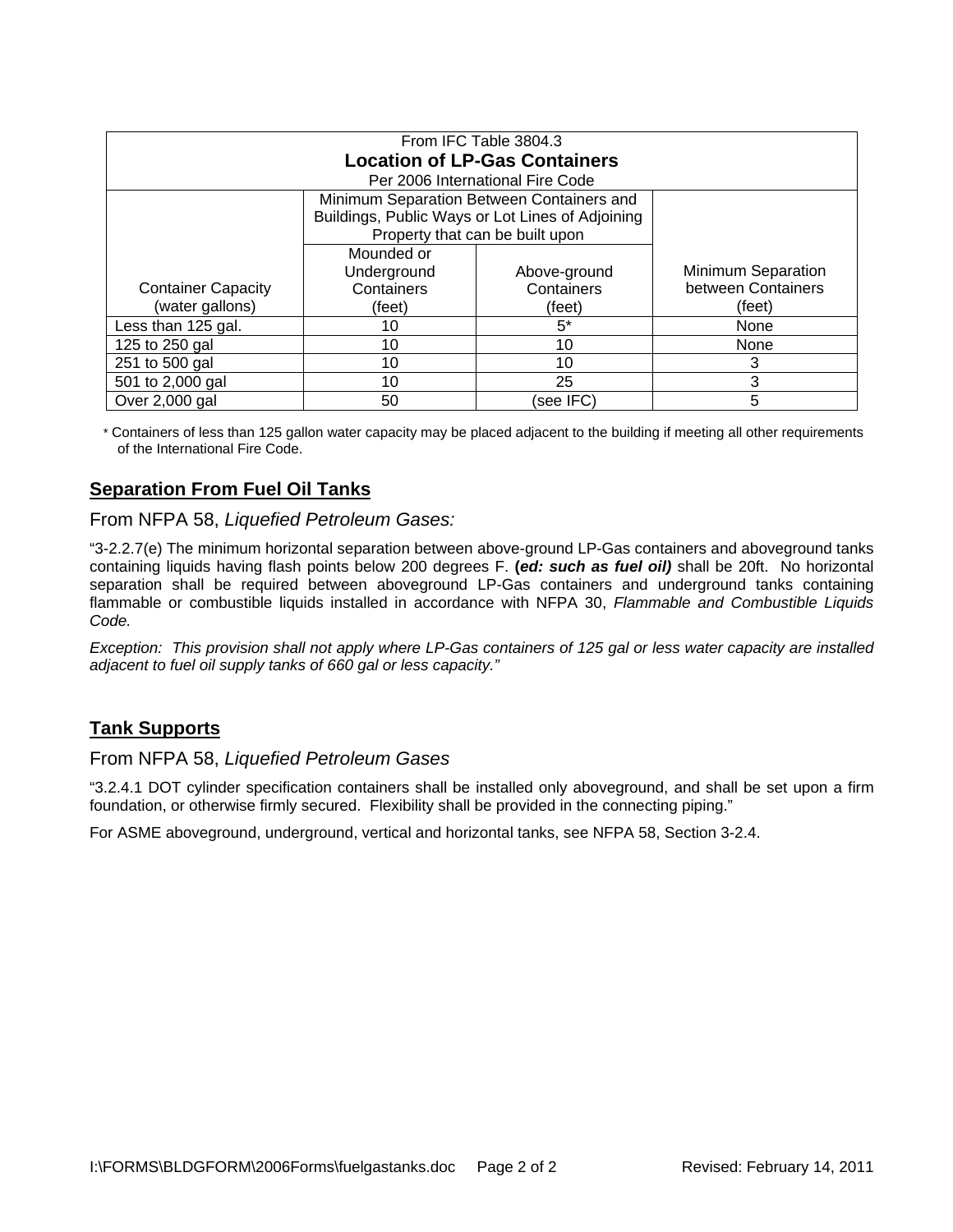| From IFC Table 3804.3<br>**Location of LP-Gas Containers**<br>Per 2006 International Fire Code | | | |
|---|---|---|---|
| | Minimum Separation Between Containers and Buildings, Public Ways or Lot Lines of Adjoining Property that can be built upon | | |
| Container Capacity (water gallons) | Mounded or Underground Containers (feet) | Above-ground Containers (feet) | Minimum Separation between Containers (feet) |
| Less than 125 gal. | 10 | 5* | None |
| 125 to 250 gal | 10 | 10 | None |
| 251 to 500 gal | 10 | 10 | 3 |
| 501 to 2,000 gal | 10 | 25 | 3 |
| Over 2,000 gal | 50 | (see IFC) | 5 |

\* Containers of less than 125 gallon water capacity may be placed adjacent to the building if meeting all other requirements of the International Fire Code.

## Separation From Fuel Oil Tanks

From NFPA 58, *Liquefied Petroleum Gases:*

"3-2.2.7(e) The minimum horizontal separation between above-ground LP-Gas containers and aboveground tanks containing liquids having flash points below 200 degrees F. **(*ed: such as fuel oil)*** shall be 20ft. No horizontal separation shall be required between aboveground LP-Gas containers and underground tanks containing flammable or combustible liquids installed in accordance with NFPA 30, *Flammable and Combustible Liquids Code.*

*Exception: This provision shall not apply where LP-Gas containers of 125 gal or less water capacity are installed adjacent to fuel oil supply tanks of 660 gal or less capacity."*

## Tank Supports

From NFPA 58, *Liquefied Petroleum Gases*

"3.2.4.1 DOT cylinder specification containers shall be installed only aboveground, and shall be set upon a firm foundation, or otherwise firmly secured. Flexibility shall be provided in the connecting piping."

For ASME aboveground, underground, vertical and horizontal tanks, see NFPA 58, Section 3-2.4.

I:\FORMS\BLDGFORM\2006Forms\fuelgastanks.doc Revised: February 14, 2011